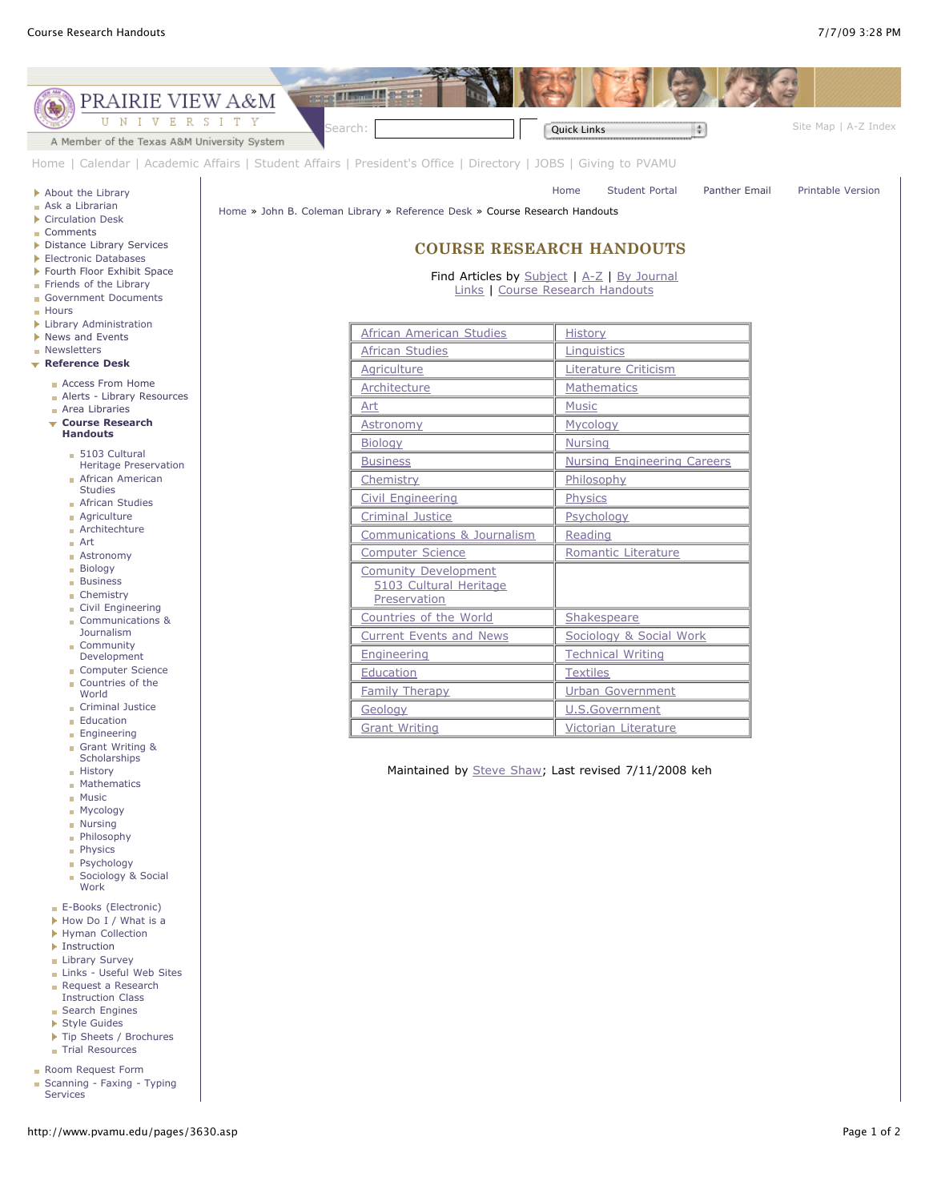PRAIRIE VIEW A&M UNIVERSITY

A Member of the Texas A&M University System

Search: Quick Links

Site Map | A-Z Index

Home | Calendar | Academic Affairs | Student Affairs | President's Office | Directory | JOBS | Giving to PVAMU

- About the Library
- Ask a Librarian
- Circulation Desk
- Comments
- Distance Library Services
- Electronic Databases
- Fourth Floor Exhibit Space
- Friends of the Library
- Government Documents
- Hours
- Library Administration
- News and Events
- Newsletters
- **Reference Desk**
  - Access From Home
  - Alerts - Library Resources
  - Area Libraries
  - **Course Research Handouts**
    - 5103 Cultural Heritage Preservation
    - African American Studies
    - African Studies
    - Agriculture
    - Architecture
    - Art
    - Astronomy
    - Biology
    - Business
    - Chemistry
    - Civil Engineering
    - Communications & Journalism
    - Community Development
    - Computer Science
    - Countries of the World
    - Criminal Justice
    - Education
    - Engineering
    - Grant Writing & Scholarships
    - History
    - Mathematics
    - Music
    - Mycology
    - Nursing
    - Philosophy
    - Physics
    - Psychology
    - Sociology & Social Work
  - E-Books (Electronic)
  - How Do I / What is a
  - Hyman Collection
  - Instruction
  - Library Survey
  - Links - Useful Web Sites
  - Request a Research Instruction Class
  - Search Engines
  - Style Guides
  - Tip Sheets / Brochures
  - Trial Resources
- Room Request Form
- Scanning - Faxing - Typing Services

Home | Student Portal | Panther Email | Printable Version

Home » John B. Coleman Library » Reference Desk » Course Research Handouts

# COURSE RESEARCH HANDOUTS

Find Articles by Subject | A-Z | By Journal
Links | Course Research Handouts

| | |
|---|---|
| African American Studies | History |
| African Studies | Linguistics |
| Agriculture | Literature Criticism |
| Architecture | Mathematics |
| Art | Music |
| Astronomy | Mycology |
| Biology | Nursing |
| Business | Nursing Engineering Careers |
| Chemistry | Philosophy |
| Civil Engineering | Physics |
| Criminal Justice | Psychology |
| Communications & Journalism | Reading |
| Computer Science | Romantic Literature |
| Comunity Development<br>5103 Cultural Heritage Preservation | |
| Countries of the World | Shakespeare |
| Current Events and News | Sociology & Social Work |
| Engineering | Technical Writing |
| Education | Textiles |
| Family Therapy | Urban Government |
| Geology | U.S.Government |
| Grant Writing | Victorian Literature |

Maintained by Steve Shaw; Last revised 7/11/2008 keh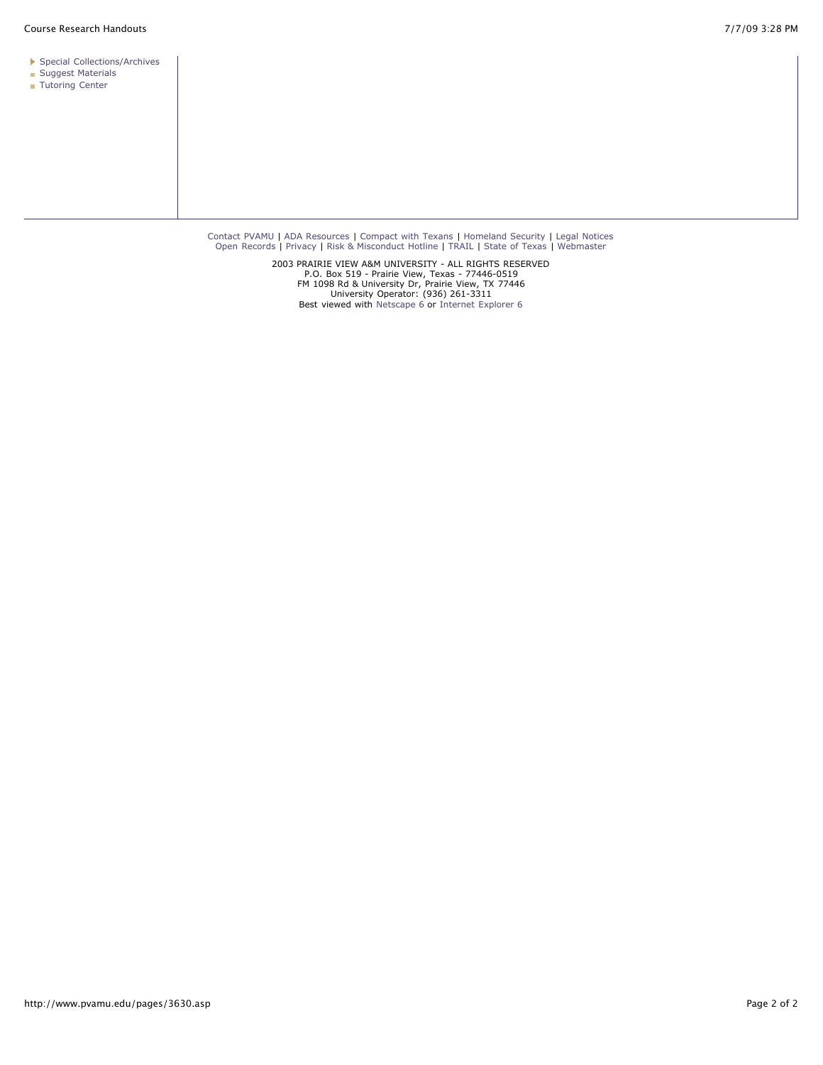- Special Collections/Archives
- Suggest Materials
- Tutoring Center

Contact PVAMU | ADA Resources | Compact with Texans | Homeland Security | Legal Notices
Open Records | Privacy | Risk & Misconduct Hotline | TRAIL | State of Texas | Webmaster

2003 PRAIRIE VIEW A&M UNIVERSITY - ALL RIGHTS RESERVED
P.O. Box 519 - Prairie View, Texas - 77446-0519
FM 1098 Rd & University Dr, Prairie View, TX 77446
University Operator: (936) 261-3311
Best viewed with Netscape 6 or Internet Explorer 6